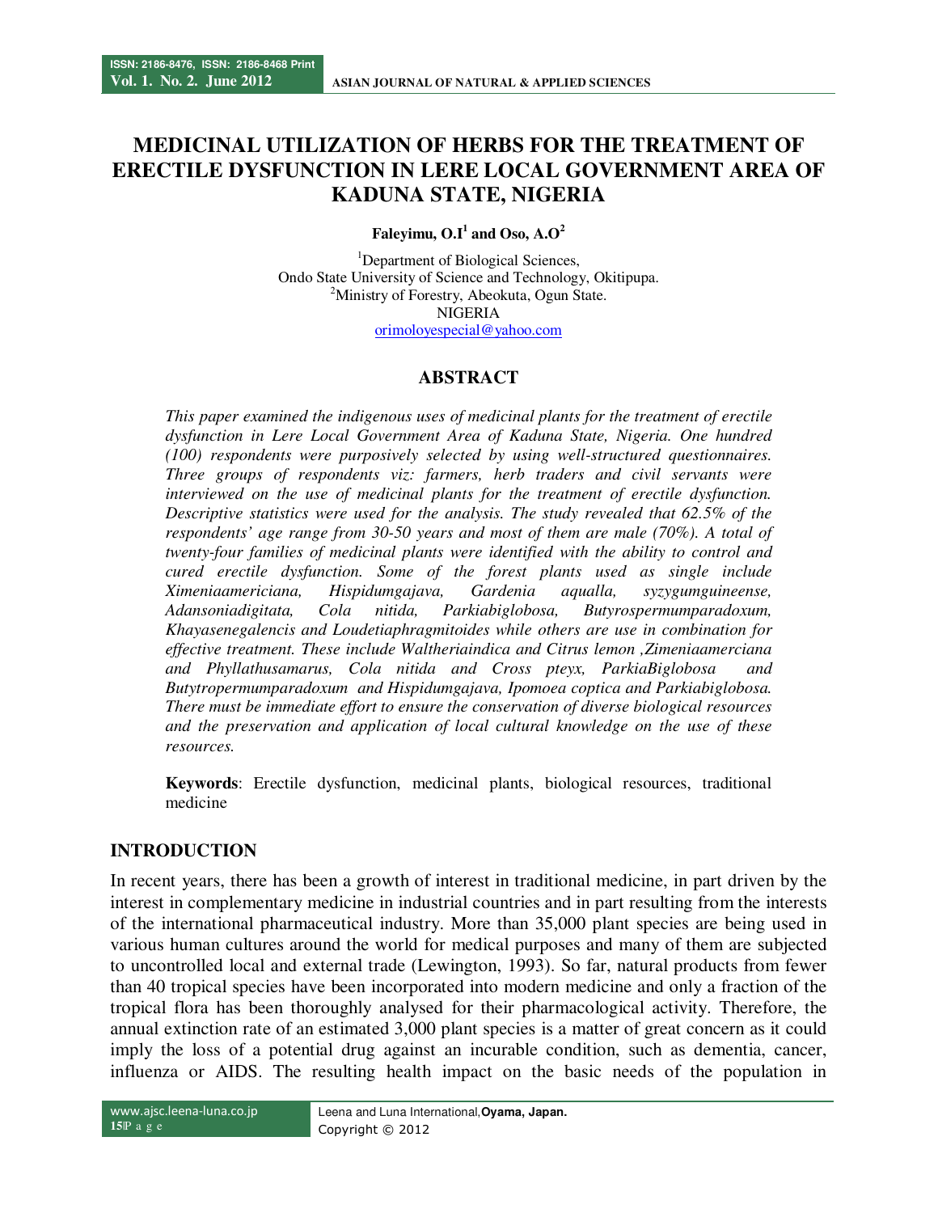# MEDICINAL UTILIZATION OF HERBS FOR THE TREATMENT OF ERECTILE DYSFUNCTION IN LERE LOCAL GOVERNMENT AREA OF KADUNA STATE, NIGERIA

**Faleyimu, O.I[1] and Oso, A.O[2]**

[1]Department of Biological Sciences,
Ondo State University of Science and Technology, Okitipupa.
[2]Ministry of Forestry, Abeokuta, Ogun State.
NIGERIA
orimoloyespecial@yahoo.com

## ABSTRACT

*This paper examined the indigenous uses of medicinal plants for the treatment of erectile dysfunction in Lere Local Government Area of Kaduna State, Nigeria. One hundred (100) respondents were purposively selected by using well-structured questionnaires. Three groups of respondents viz: farmers, herb traders and civil servants were interviewed on the use of medicinal plants for the treatment of erectile dysfunction. Descriptive statistics were used for the analysis. The study revealed that 62.5% of the respondents' age range from 30-50 years and most of them are male (70%). A total of twenty-four families of medicinal plants were identified with the ability to control and cured erectile dysfunction. Some of the forest plants used as single include Ximeniaamericiana, Hispidumgajava, Gardenia aqualla, syzygumguineense, Adansoniadigitata, Cola nitida, Parkiabiglobosa, Butyrospermumparadoxum, Khayasenegalencis and Loudetiaphragmitoides while others are use in combination for effective treatment. These include Waltheriaindica and Citrus lemon ,Zimeniaamerciana and Phyllathusamarus, Cola nitida and Cross pteyx, ParkiaBiglobosa and Butytropermumparadoxum and Hispidumgajava, Ipomoea coptica and Parkiabiglobosa. There must be immediate effort to ensure the conservation of diverse biological resources and the preservation and application of local cultural knowledge on the use of these resources.*

**Keywords**: Erectile dysfunction, medicinal plants, biological resources, traditional medicine

## INTRODUCTION

In recent years, there has been a growth of interest in traditional medicine, in part driven by the interest in complementary medicine in industrial countries and in part resulting from the interests of the international pharmaceutical industry. More than 35,000 plant species are being used in various human cultures around the world for medical purposes and many of them are subjected to uncontrolled local and external trade (Lewington, 1993). So far, natural products from fewer than 40 tropical species have been incorporated into modern medicine and only a fraction of the tropical flora has been thoroughly analysed for their pharmacological activity. Therefore, the annual extinction rate of an estimated 3,000 plant species is a matter of great concern as it could imply the loss of a potential drug against an incurable condition, such as dementia, cancer, influenza or AIDS. The resulting health impact on the basic needs of the population in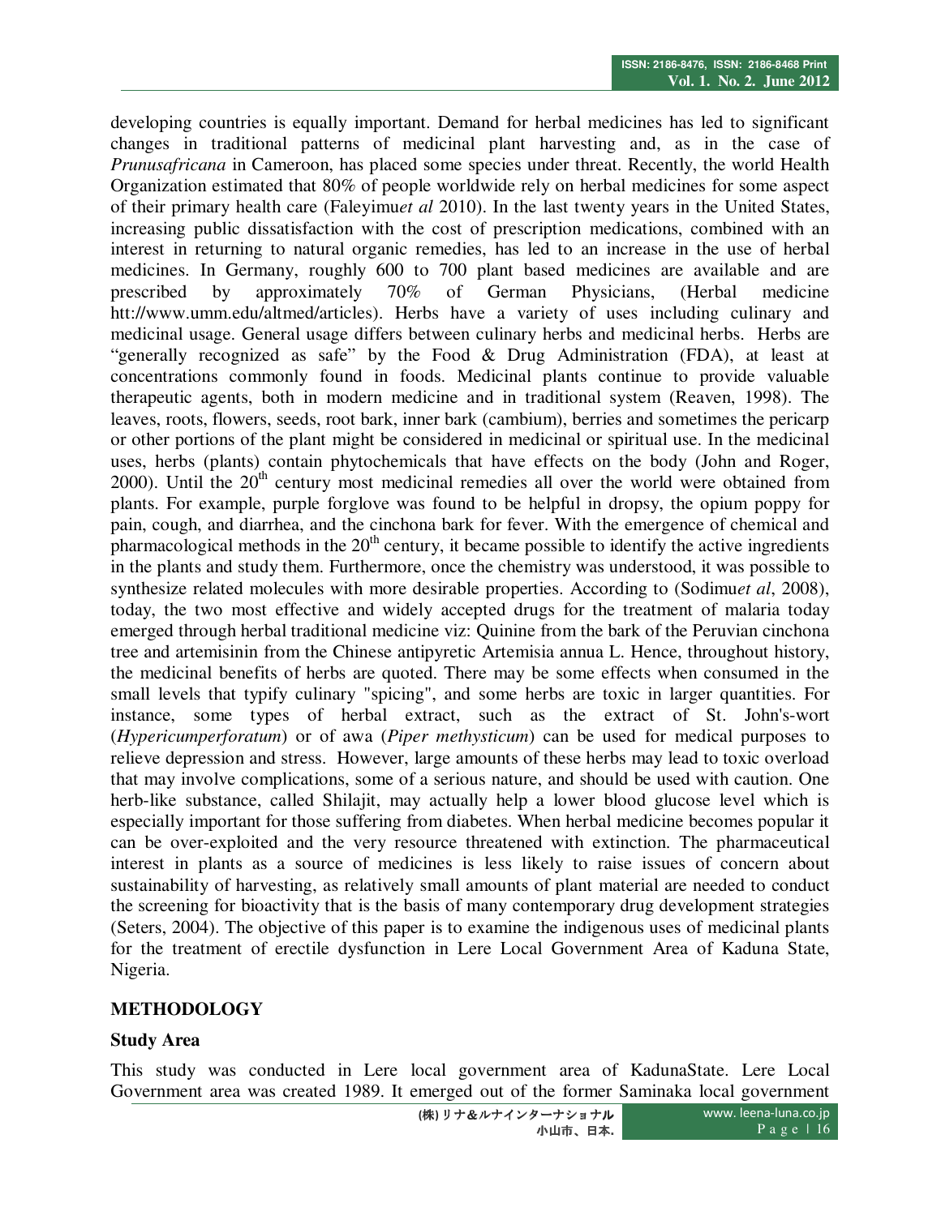developing countries is equally important. Demand for herbal medicines has led to significant changes in traditional patterns of medicinal plant harvesting and, as in the case of *Prunusafricana* in Cameroon, has placed some species under threat. Recently, the world Health Organization estimated that 80% of people worldwide rely on herbal medicines for some aspect of their primary health care (Faleyimu*et al* 2010). In the last twenty years in the United States, increasing public dissatisfaction with the cost of prescription medications, combined with an interest in returning to natural organic remedies, has led to an increase in the use of herbal medicines. In Germany, roughly 600 to 700 plant based medicines are available and are prescribed by approximately 70% of German Physicians, (Herbal medicine htt://www.umm.edu/altmed/articles). Herbs have a variety of uses including culinary and medicinal usage. General usage differs between culinary herbs and medicinal herbs. Herbs are "generally recognized as safe" by the Food & Drug Administration (FDA), at least at concentrations commonly found in foods. Medicinal plants continue to provide valuable therapeutic agents, both in modern medicine and in traditional system (Reaven, 1998). The leaves, roots, flowers, seeds, root bark, inner bark (cambium), berries and sometimes the pericarp or other portions of the plant might be considered in medicinal or spiritual use. In the medicinal uses, herbs (plants) contain phytochemicals that have effects on the body (John and Roger, 2000). Until the 20th century most medicinal remedies all over the world were obtained from plants. For example, purple forglove was found to be helpful in dropsy, the opium poppy for pain, cough, and diarrhea, and the cinchona bark for fever. With the emergence of chemical and pharmacological methods in the 20th century, it became possible to identify the active ingredients in the plants and study them. Furthermore, once the chemistry was understood, it was possible to synthesize related molecules with more desirable properties. According to (Sodimu*et al*, 2008), today, the two most effective and widely accepted drugs for the treatment of malaria today emerged through herbal traditional medicine viz: Quinine from the bark of the Peruvian cinchona tree and artemisinin from the Chinese antipyretic Artemisia annua L. Hence, throughout history, the medicinal benefits of herbs are quoted. There may be some effects when consumed in the small levels that typify culinary "spicing", and some herbs are toxic in larger quantities. For instance, some types of herbal extract, such as the extract of St. John's-wort (*Hypericumperforatum*) or of awa (*Piper methysticum*) can be used for medical purposes to relieve depression and stress. However, large amounts of these herbs may lead to toxic overload that may involve complications, some of a serious nature, and should be used with caution. One herb-like substance, called Shilajit, may actually help a lower blood glucose level which is especially important for those suffering from diabetes. When herbal medicine becomes popular it can be over-exploited and the very resource threatened with extinction. The pharmaceutical interest in plants as a source of medicines is less likely to raise issues of concern about sustainability of harvesting, as relatively small amounts of plant material are needed to conduct the screening for bioactivity that is the basis of many contemporary drug development strategies (Seters, 2004). The objective of this paper is to examine the indigenous uses of medicinal plants for the treatment of erectile dysfunction in Lere Local Government Area of Kaduna State, Nigeria.

## METHODOLOGY

### Study Area

This study was conducted in Lere local government area of KadunaState. Lere Local Government area was created 1989. It emerged out of the former Saminaka local government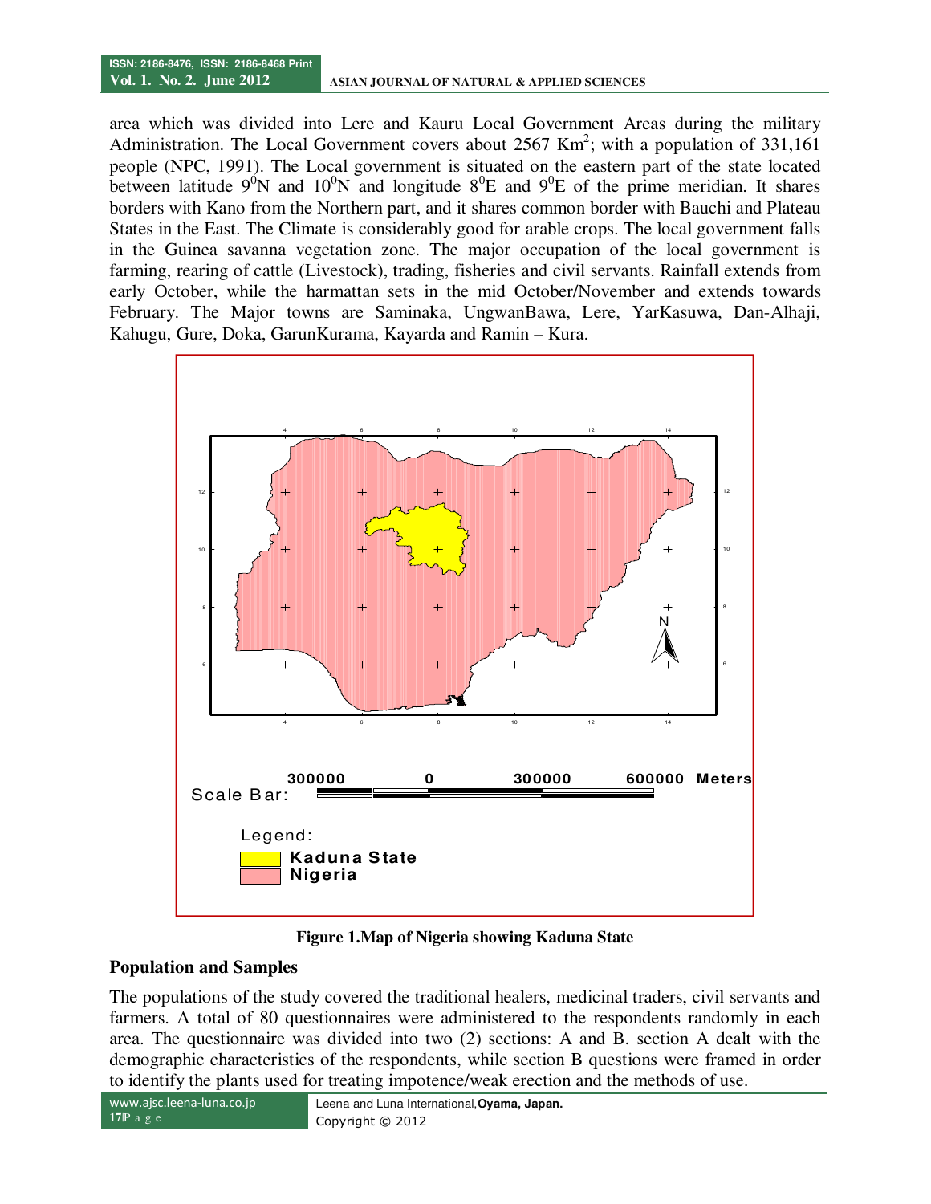area which was divided into Lere and Kauru Local Government Areas during the military Administration. The Local Government covers about 2567 $Km^2$; with a population of 331,161 people (NPC, 1991). The Local government is situated on the eastern part of the state located between latitude $9^0$N and $10^0$N and longitude $8^0$E and $9^0$E of the prime meridian. It shares borders with Kano from the Northern part, and it shares common border with Bauchi and Plateau States in the East. The Climate is considerably good for arable crops. The local government falls in the Guinea savanna vegetation zone. The major occupation of the local government is farming, rearing of cattle (Livestock), trading, fisheries and civil servants. Rainfall extends from early October, while the harmattan sets in the mid October/November and extends towards February. The Major towns are Saminaka, UngwanBawa, Lere, YarKasuwa, Dan-Alhaji, Kahugu, Gure, Doka, GarunKurama, Kayarda and Ramin – Kura.

**Figure 1.Map of Nigeria showing Kaduna State**

## Population and Samples

The populations of the study covered the traditional healers, medicinal traders, civil servants and farmers. A total of 80 questionnaires were administered to the respondents randomly in each area. The questionnaire was divided into two (2) sections: A and B. section A dealt with the demographic characteristics of the respondents, while section B questions were framed in order to identify the plants used for treating impotence/weak erection and the methods of use.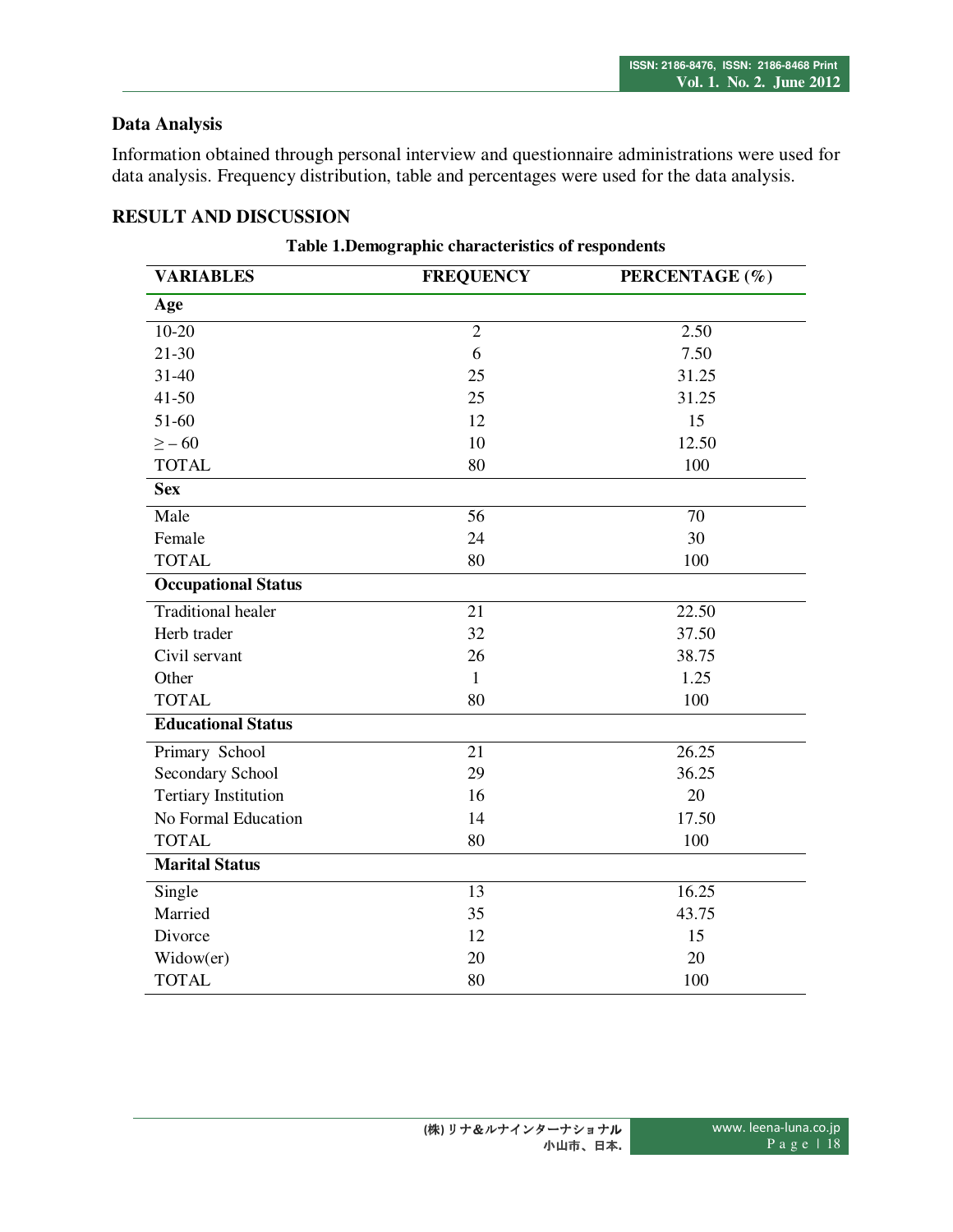### Data Analysis

Information obtained through personal interview and questionnaire administrations were used for data analysis. Frequency distribution, table and percentages were used for the data analysis.

## RESULT AND DISCUSSION

**Table 1.Demographic characteristics of respondents**

| VARIABLES | FREQUENCY | PERCENTAGE (%) |
|---|---|---|
| **Age** | | |
| 10-20 | 2 | 2.50 |
| 21-30 | 6 | 7.50 |
| 31-40 | 25 | 31.25 |
| 41-50 | 25 | 31.25 |
| 51-60 | 12 | 15 |
| ≥ – 60 | 10 | 12.50 |
| TOTAL | 80 | 100 |
| **Sex** | | |
| Male | 56 | 70 |
| Female | 24 | 30 |
| TOTAL | 80 | 100 |
| **Occupational Status** | | |
| Traditional healer | 21 | 22.50 |
| Herb trader | 32 | 37.50 |
| Civil servant | 26 | 38.75 |
| Other | 1 | 1.25 |
| TOTAL | 80 | 100 |
| **Educational Status** | | |
| Primary School | 21 | 26.25 |
| Secondary School | 29 | 36.25 |
| Tertiary Institution | 16 | 20 |
| No Formal Education | 14 | 17.50 |
| TOTAL | 80 | 100 |
| **Marital Status** | | |
| Single | 13 | 16.25 |
| Married | 35 | 43.75 |
| Divorce | 12 | 15 |
| Widow(er) | 20 | 20 |
| TOTAL | 80 | 100 |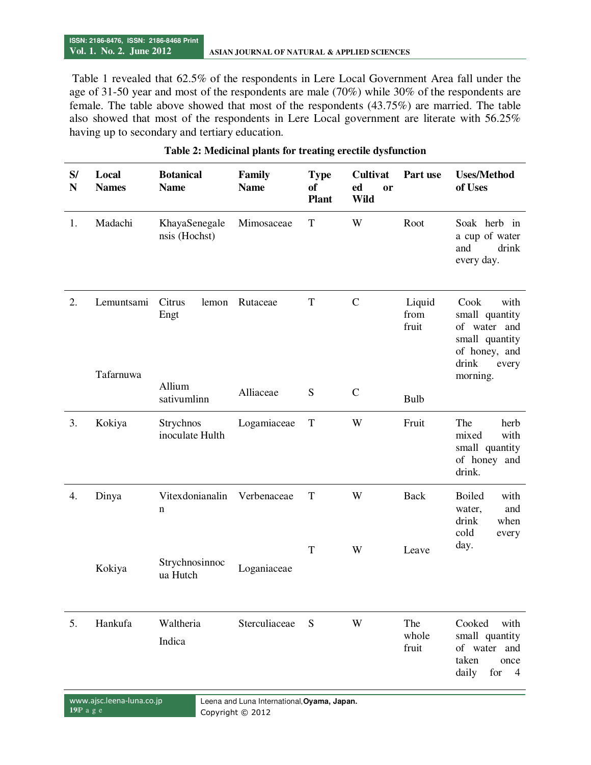Table 1 revealed that 62.5% of the respondents in Lere Local Government Area fall under the age of 31-50 year and most of the respondents are male (70%) while 30% of the respondents are female. The table above showed that most of the respondents (43.75%) are married. The table also showed that most of the respondents in Lere Local government are literate with 56.25% having up to secondary and tertiary education.

**Table 2: Medicinal plants for treating erectile dysfunction**

| S/N | Local Names | Botanical Name | Family Name | Type of Plant | Cultivated or Wild | Part use | Uses/Method of Uses |
|---|---|---|---|---|---|---|---|
| 1. | Madachi | KhayaSenegalensis (Hochst) | Mimosaceae | T | W | Root | Soak herb in a cup of water and drink every day. |
| 2. | Lemuntsami | Citrus lemon Engt | Rutaceae | T | C | Liquid from fruit | Cook with small quantity of water and small quantity of honey, and drink every morning. |
| | Tafarnuwa | Allium sativumlinn | Alliaceae | S | C | Bulb | |
| 3. | Kokiya | Strychnos inoculate Hulth | Logamiaceae | T | W | Fruit | The herb mixed with small quantity of honey and drink. |
| 4. | Dinya | Vitexdonianalinn | Verbenaceae | T | W | Back | Boiled with water, and drink when cold every day. |
| | Kokiya | Strychnosinnocua Hutch | Loganiaceae | T | W | Leave | |
| 5. | Hankufa | Waltheria Indica | Sterculiaceae | S | W | The whole fruit | Cooked with small quantity of water and taken once daily for 4 |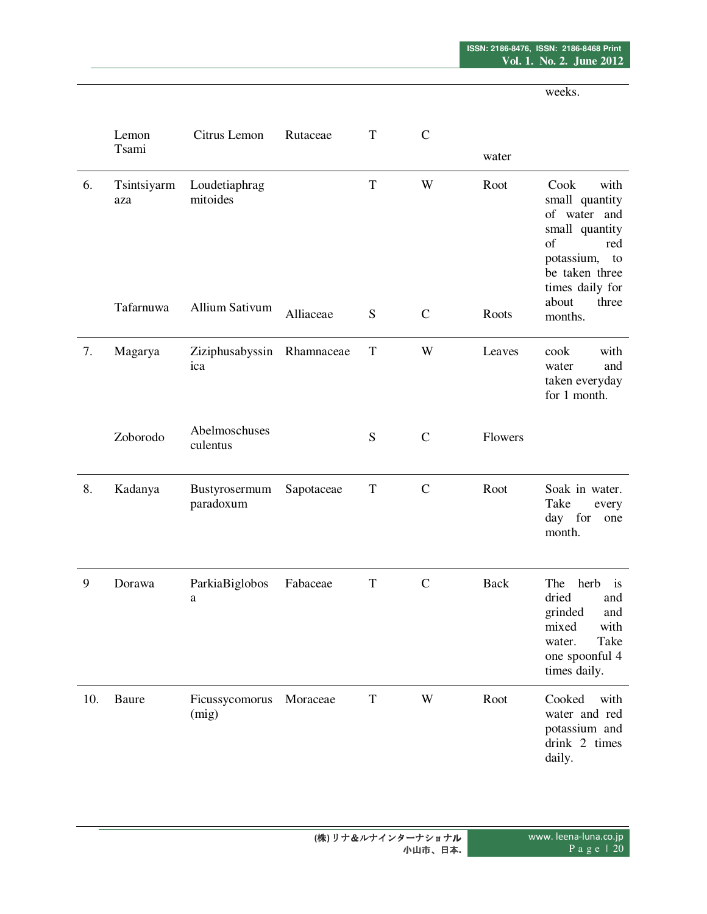| | | | | | | | |
|---|---|---|---|---|---|---|---|
| | | | | | | | weeks. |
| | Lemon Tsami | Citrus Lemon | Rutaceae | T | C | water | |
| 6. | Tsintsiyarmaza | Loudetiaphragmitoides | | T | W | Root | Cook with small quantity of water and small quantity of red potassium, to be taken three times daily for about three months. |
| | Tafarnuwa | Allium Sativum | Alliaceae | S | C | Roots | |
| 7. | Magarya | Ziziphusabyssinica | Rhamnaceae | T | W | Leaves | cook with water and taken everyday for 1 month. |
| | Zoborodo | Abelmoschusesculentus | | S | C | Flowers | |
| 8. | Kadanya | Bustyrosermum paradoxum | Sapotaceae | T | C | Root | Soak in water. Take every day for one month. |
| 9 | Dorawa | ParkiaBiglobosa | Fabaceae | T | C | Back | The herb is dried and grinded and mixed with water. Take one spoonful 4 times daily. |
| 10. | Baure | Ficussycomorus (mig) | Moraceae | T | W | Root | Cooked with water and red potassium and drink 2 times daily. |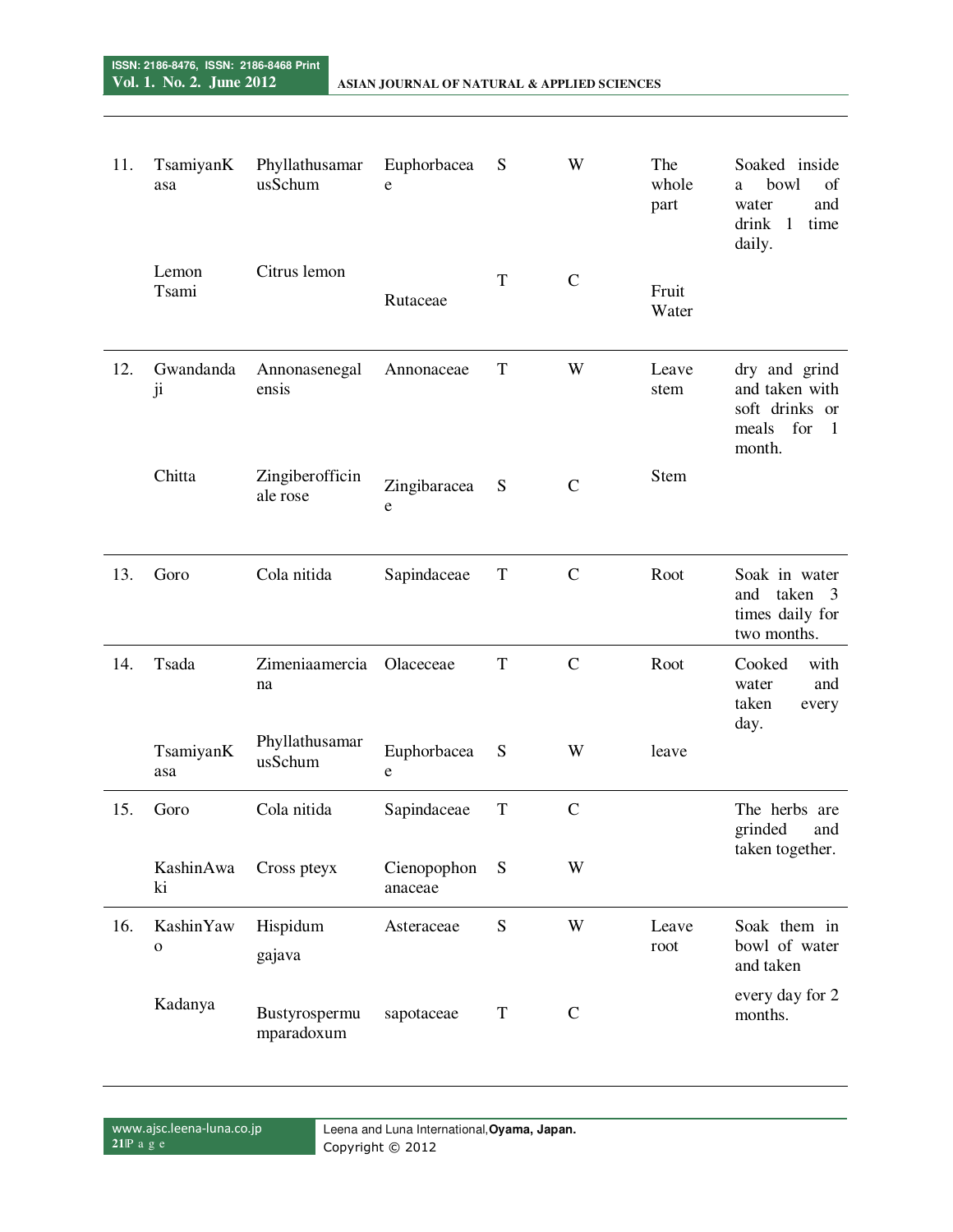| | | | | | | | |
|---|---|---|---|---|---|---|---|
| 11. | TsamiyanKasa | PhyllathusamarusSchum | Euphorbaceae | S | W | The whole part | Soaked inside a bowl of water and drink 1 time daily. |
| | Lemon Tsami | Citrus lemon | Rutaceae | T | C | Fruit Water | |
| 12. | Gwandandaji | Annonasenegalensis | Annonaceae | T | W | Leave stem | dry and grind and taken with soft drinks or meals for 1 month. |
| | Chitta | Zingiberofficinale rose | Zingibaraceae | S | C | Stem | |
| 13. | Goro | Cola nitida | Sapindaceae | T | C | Root | Soak in water and taken 3 times daily for two months. |
| 14. | Tsada | Zimeniaamercianа | Olaceceae | T | C | Root | Cooked with water and taken every day. |
| | TsamiyanKasa | PhyllathusamarusSchum | Euphorbaceae | S | W | leave | |
| 15. | Goro | Cola nitida | Sapindaceae | T | C | | The herbs are grinded and taken together. |
| | KashinAwaki | Cross pteyx | Cienopophonanaceae | S | W | | |
| 16. | KashinYawo | Hispidum gajava | Asteraceae | S | W | Leave root | Soak them in bowl of water and taken every day for 2 months. |
| | Kadanya | Bustyrospermumparadoxum | sapotaceae | T | C | | |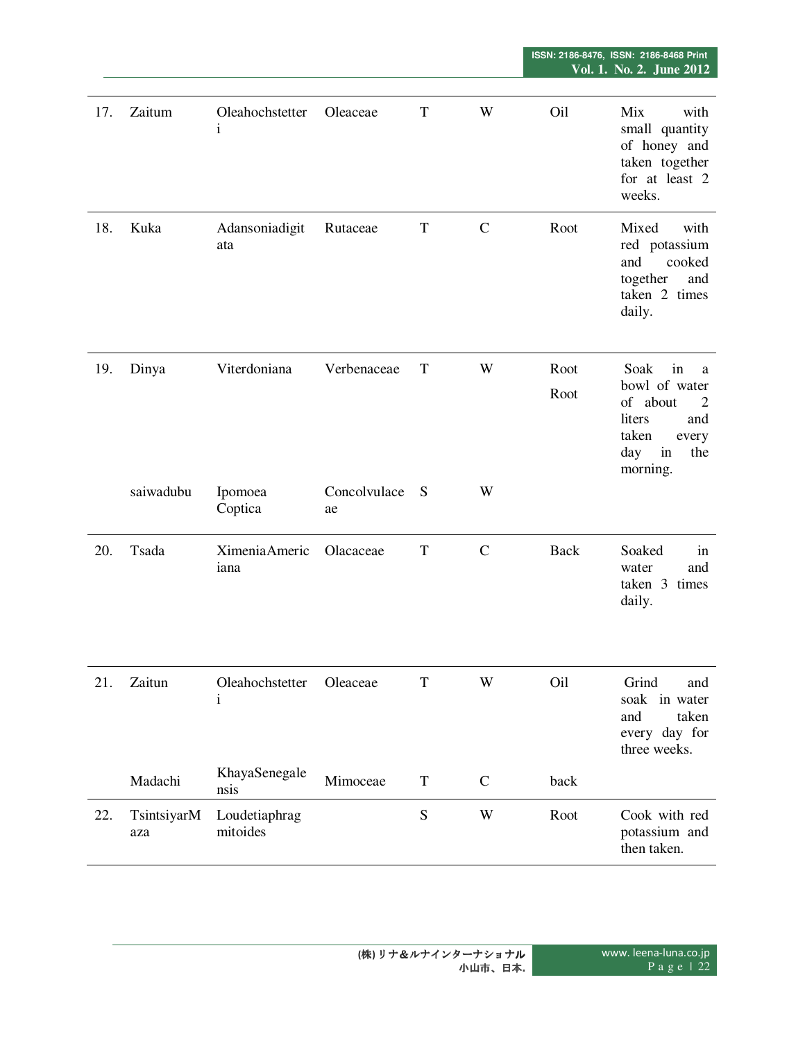| | | | | | | | |
|---|---|---|---|---|---|---|---|
| 17. | Zaitum | Oleahochstetteri | Oleaceae | T | W | Oil | Mix with small quantity of honey and taken together for at least 2 weeks. |
| 18. | Kuka | Adansoniadigitata | Rutaceae | T | C | Root | Mixed with red potassium and cooked together and taken 2 times daily. |
| 19. | Dinya | Viterdoniana | Verbenaceae | T | W | Root<br>Root | Soak in a bowl of water of about 2 liters and taken every day in the morning. |
| | saiwadubu | Ipomoea Coptica | Concolvulaceae | S | W | | |
| 20. | Tsada | XimeniaAmericiana | Olacaceae | T | C | Back | Soaked in water and taken 3 times daily. |
| 21. | Zaitun | Oleahochstetteri | Oleaceae | T | W | Oil | Grind and soak in water and taken every day for three weeks. |
| | Madachi | KhayaSenegalensis | Mimoceae | T | C | back | |
| 22. | TsintsiyarMaza | Loudetiaphragmitoides | | S | W | Root | Cook with red potassium and then taken. |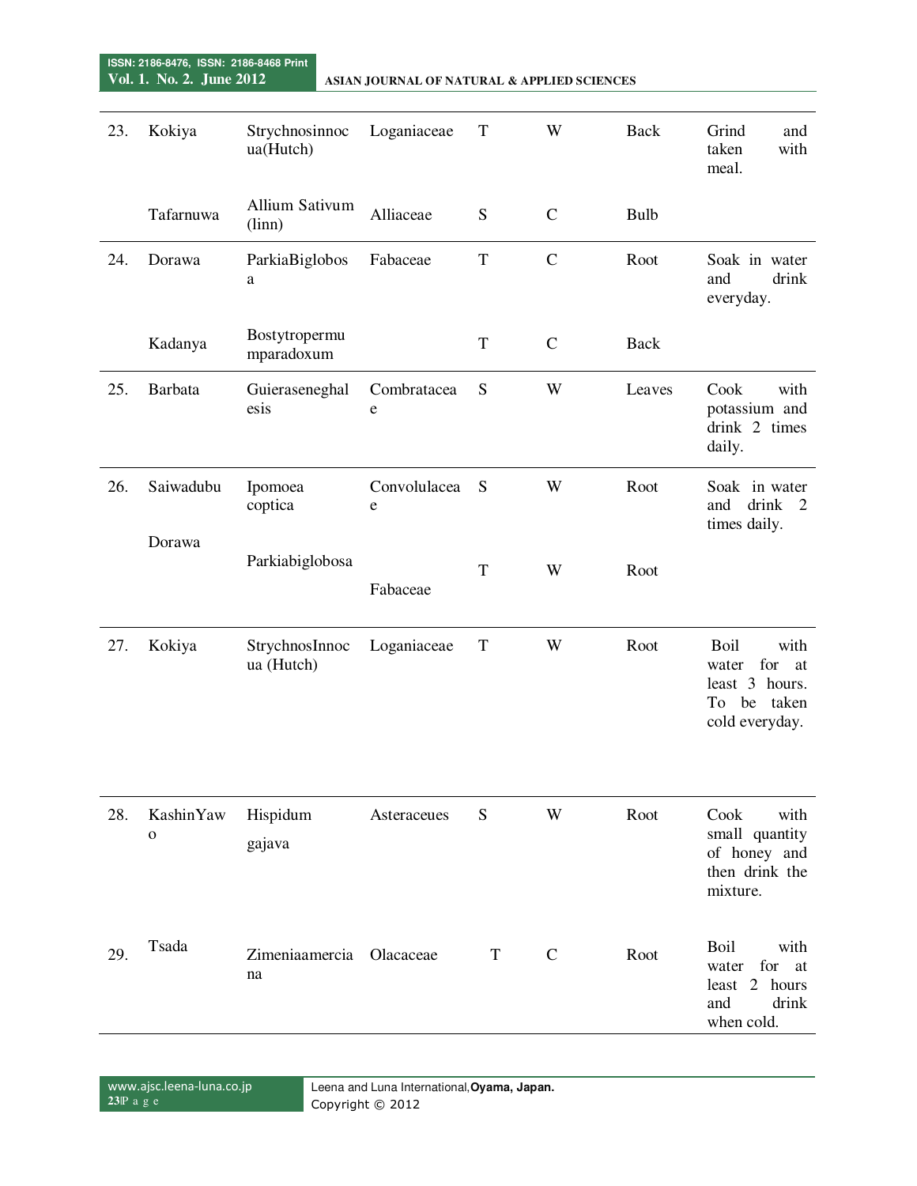| 23. | Kokiya | Strychnosinnocua(Hutch) | Loganiaceae | T | W | Back | Grind and taken with meal. |
|---|---|---|---|---|---|---|---|
| | Tafarnuwa | Allium Sativum (linn) | Alliaceae | S | C | Bulb | |
| 24. | Dorawa | ParkiaBiglobosa | Fabaceae | T | C | Root | Soak in water and drink everyday. |
| | Kadanya | Bostytropermumparadoxum | | T | C | Back | |
| 25. | Barbata | Guieraseneghalesis | Combrataceae | S | W | Leaves | Cook with potassium and drink 2 times daily. |
| 26. | Saiwadubu | Ipomoea coptica | Convolulaceae | S | W | Root | Soak in water and drink 2 times daily. |
| | Dorawa | Parkiabiglobosa | Fabaceae | T | W | Root | |
| 27. | Kokiya | StrychnosInnocua (Hutch) | Loganiaceae | T | W | Root | Boil with water for at least 3 hours. To be taken cold everyday. |
| 28. | KashinYawo | Hispidum gajava | Asteraceues | S | W | Root | Cook with small quantity of honey and then drink the mixture. |
| 29. | Tsada | Zimeniaamercianа | Olacaceae | T | C | Root | Boil with water for at least 2 hours and drink when cold. |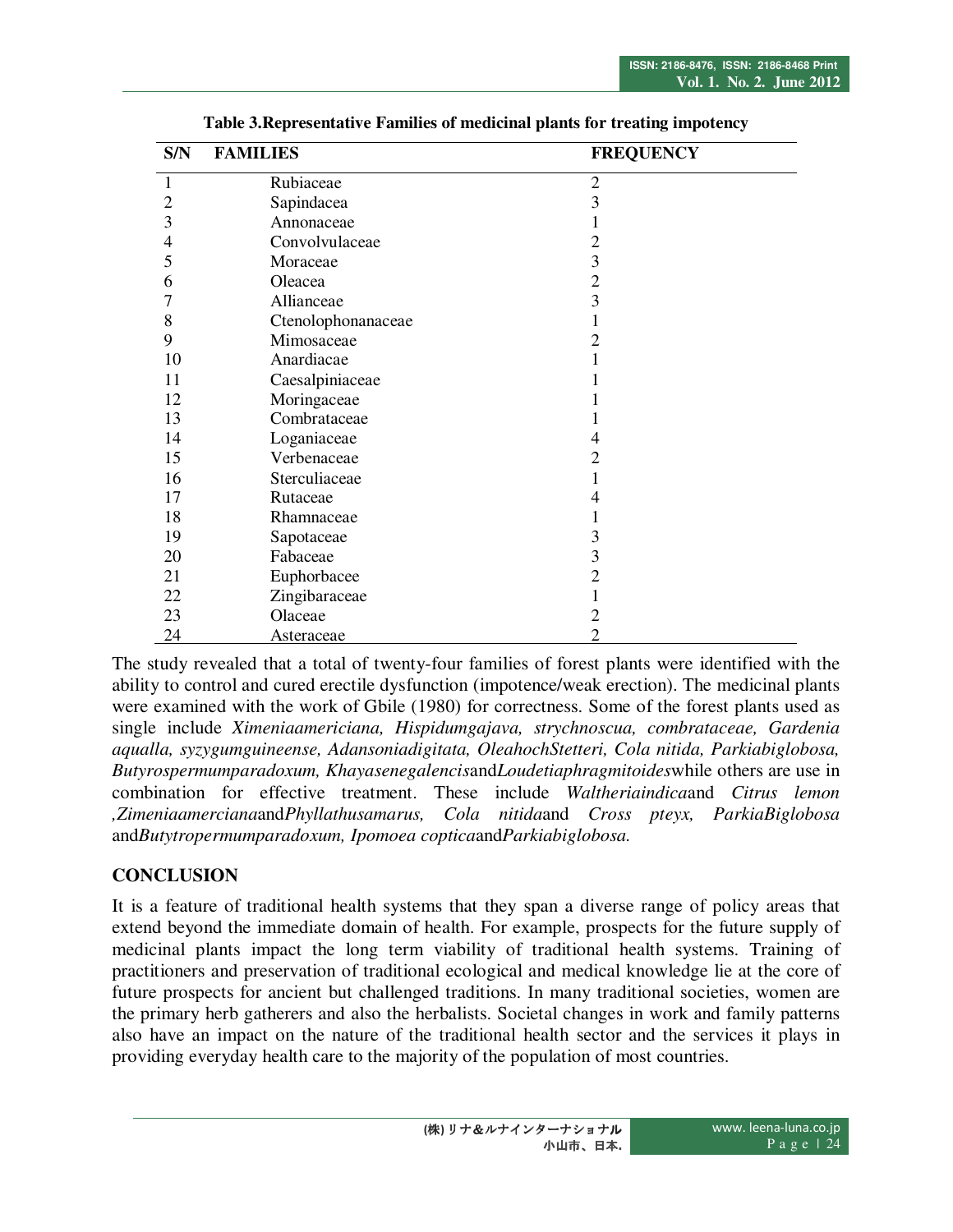**Table 3.Representative Families of medicinal plants for treating impotency**

| S/N | FAMILIES | FREQUENCY |
|---|---|---|
| 1 | Rubiaceae | 2 |
| 2 | Sapindacea | 3 |
| 3 | Annonaceae | 1 |
| 4 | Convolvulaceae | 2 |
| 5 | Moraceae | 3 |
| 6 | Oleacea | 2 |
| 7 | Allianceae | 3 |
| 8 | Ctenolophonanaceae | 1 |
| 9 | Mimosaceae | 2 |
| 10 | Anardiacae | 1 |
| 11 | Caesalpiniaceae | 1 |
| 12 | Moringaceae | 1 |
| 13 | Combrataceae | 1 |
| 14 | Loganiaceae | 4 |
| 15 | Verbenaceae | 2 |
| 16 | Sterculiaceae | 1 |
| 17 | Rutaceae | 4 |
| 18 | Rhamnaceae | 1 |
| 19 | Sapotaceae | 3 |
| 20 | Fabaceae | 3 |
| 21 | Euphorbacee | 2 |
| 22 | Zingibaraceae | 1 |
| 23 | Olaceae | 2 |
| 24 | Asteraceae | 2 |

The study revealed that a total of twenty-four families of forest plants were identified with the ability to control and cured erectile dysfunction (impotence/weak erection). The medicinal plants were examined with the work of Gbile (1980) for correctness. Some of the forest plants used as single include *Ximeniaamericiana, Hispidumgajava, strychnoscua, combrataceae, Gardenia aqualla, syzygumguineense, Adansoniadigitata, OleahochStetteri, Cola nitida, Parkiabiglobosa, Butyrospermumparadoxum, Khayasenegalencis*and*Loudetiaphragmitoides*while others are use in combination for effective treatment. These include *Waltheriaindica*and *Citrus lemon ,Zimeniaamercianaa*nd*Phyllathusamarus, Cola nitida*and *Cross pteyx, ParkiaBiglobosa* and*Butytropermumparadoxum, Ipomoea coptica*and*Parkiabiglobosa.*

## CONCLUSION

It is a feature of traditional health systems that they span a diverse range of policy areas that extend beyond the immediate domain of health. For example, prospects for the future supply of medicinal plants impact the long term viability of traditional health systems. Training of practitioners and preservation of traditional ecological and medical knowledge lie at the core of future prospects for ancient but challenged traditions. In many traditional societies, women are the primary herb gatherers and also the herbalists. Societal changes in work and family patterns also have an impact on the nature of the traditional health sector and the services it plays in providing everyday health care to the majority of the population of most countries.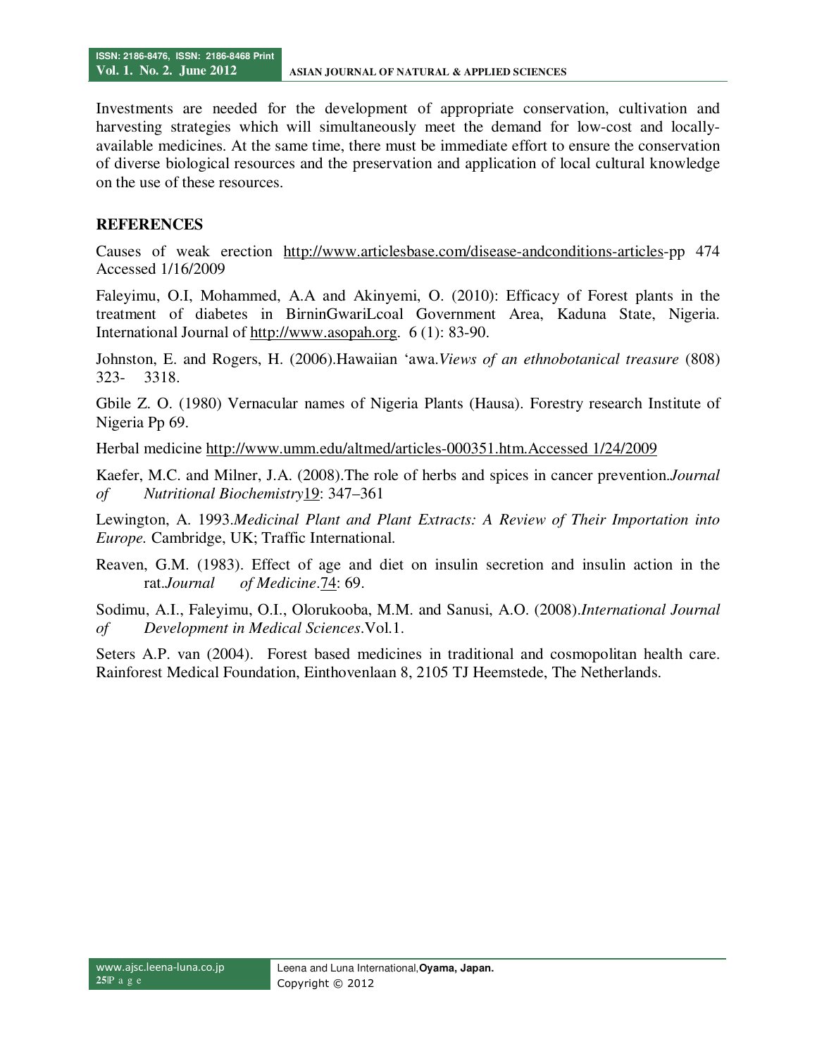Investments are needed for the development of appropriate conservation, cultivation and harvesting strategies which will simultaneously meet the demand for low-cost and locally-available medicines. At the same time, there must be immediate effort to ensure the conservation of diverse biological resources and the preservation and application of local cultural knowledge on the use of these resources.

## REFERENCES

Causes of weak erection http://www.articlesbase.com/disease-andconditions-articles-pp 474 Accessed 1/16/2009

Faleyimu, O.I, Mohammed, A.A and Akinyemi, O. (2010): Efficacy of Forest plants in the treatment of diabetes in BirninGwariLcoal Government Area, Kaduna State, Nigeria. International Journal of http://www.asopah.org. 6 (1): 83-90.

Johnston, E. and Rogers, H. (2006).Hawaiian ‘awa.*Views of an ethnobotanical treasure* (808) 323- 3318.

Gbile Z. O. (1980) Vernacular names of Nigeria Plants (Hausa). Forestry research Institute of Nigeria Pp 69.

Herbal medicine http://www.umm.edu/altmed/articles-000351.htm.Accessed 1/24/2009

Kaefer, M.C. and Milner, J.A. (2008).The role of herbs and spices in cancer prevention.*Journal of Nutritional Biochemistry*19: 347–361

Lewington, A. 1993.*Medicinal Plant and Plant Extracts: A Review of Their Importation into Europe.* Cambridge, UK; Traffic International.

Reaven, G.M. (1983). Effect of age and diet on insulin secretion and insulin action in the rat.*Journal of Medicine*.74: 69.

Sodimu, A.I., Faleyimu, O.I., Olorukooba, M.M. and Sanusi, A.O. (2008).*International Journal of Development in Medical Sciences*.Vol.1.

Seters A.P. van (2004). Forest based medicines in traditional and cosmopolitan health care. Rainforest Medical Foundation, Einthovenlaan 8, 2105 TJ Heemstede, The Netherlands.